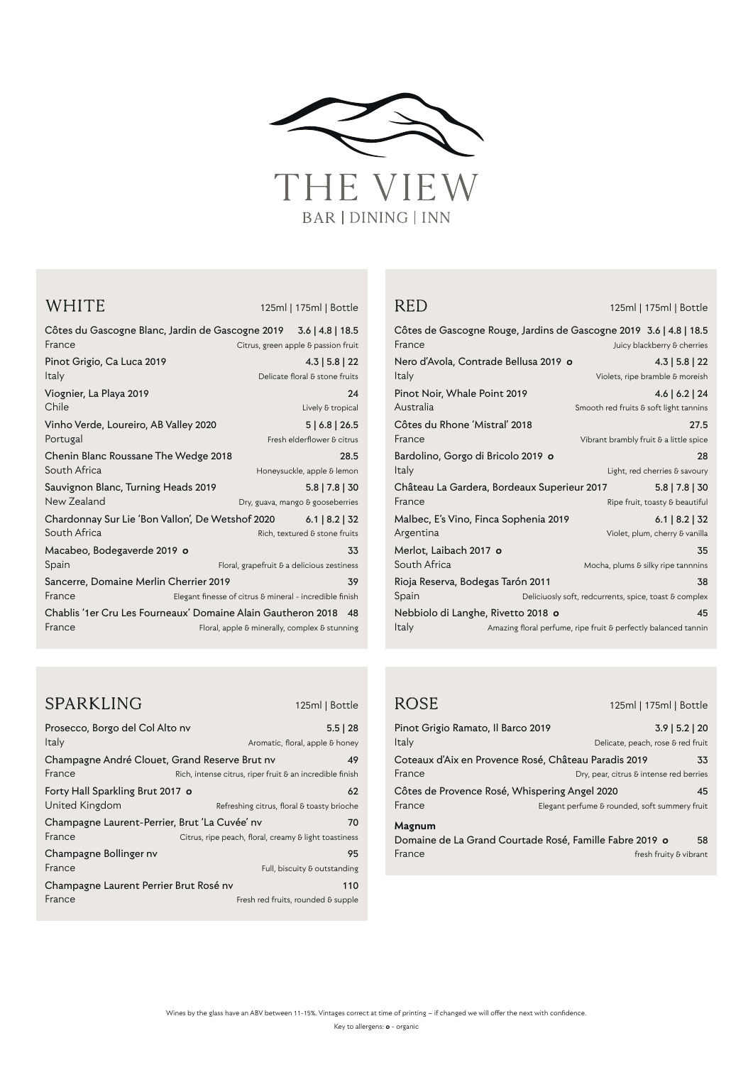# THE VIEW

BAR | DINING | INN

## WHITE

125ml | 175ml | Bottle

| Wine | Origin / Notes | Price |
|---|---|---|
| Côtes du Gascogne Blanc, Jardin de Gascogne 2019 | France — Citrus, green apple & passion fruit | 3.6 \| 4.8 \| 18.5 |
| Pinot Grigio, Ca Luca 2019 | Italy — Delicate floral & stone fruits | 4.3 \| 5.8 \| 22 |
| Viognier, La Playa 2019 | Chile — Lively & tropical | 24 |
| Vinho Verde, Loureiro, AB Valley 2020 | Portugal — Fresh elderflower & citrus | 5 \| 6.8 \| 26.5 |
| Chenin Blanc Roussane The Wedge 2018 | South Africa — Honeysuckle, apple & lemon | 28.5 |
| Sauvignon Blanc, Turning Heads 2019 | New Zealand — Dry, guava, mango & gooseberries | 5.8 \| 7.8 \| 30 |
| Chardonnay Sur Lie 'Bon Vallon', De Wetshof 2020 | South Africa — Rich, textured & stone fruits | 6.1 \| 8.2 \| 32 |
| Macabeo, Bodegaverde 2019 **o** | Spain — Floral, grapefruit & a delicious zestiness | 33 |
| Sancerre, Domaine Merlin Cherrier 2019 | France — Elegant finesse of citrus & mineral - incredible finish | 39 |
| Chablis '1er Cru Les Fourneaux' Domaine Alain Gautheron 2018 | France — Floral, apple & minerally, complex & stunning | 48 |

## RED

125ml | 175ml | Bottle

| Wine | Origin / Notes | Price |
|---|---|---|
| Côtes de Gascogne Rouge, Jardins de Gascogne 2019 | France — Juicy blackberry & cherries | 3.6 \| 4.8 \| 18.5 |
| Nero d'Avola, Contrade Bellusa 2019 **o** | Italy — Violets, ripe bramble & moreish | 4.3 \| 5.8 \| 22 |
| Pinot Noir, Whale Point 2019 | Australia — Smooth red fruits & soft light tannins | 4.6 \| 6.2 \| 24 |
| Côtes du Rhone 'Mistral' 2018 | France — Vibrant brambly fruit & a little spice | 27.5 |
| Bardolino, Gorgo di Bricolo 2019 **o** | Italy — Light, red cherries & savoury | 28 |
| Château La Gardera, Bordeaux Superieur 2017 | France — Ripe fruit, toasty & beautiful | 5.8 \| 7.8 \| 30 |
| Malbec, E's Vino, Finca Sophenia 2019 | Argentina — Violet, plum, cherry & vanilla | 6.1 \| 8.2 \| 32 |
| Merlot, Laibach 2017 **o** | South Africa — Mocha, plums & silky ripe tannnins | 35 |
| Rioja Reserva, Bodegas Tarón 2011 | Spain — Deliciuosly soft, redcurrents, spice, toast & complex | 38 |
| Nebbiolo di Langhe, Rivetto 2018 **o** | Italy — Amazing floral perfume, ripe fruit & perfectly balanced tannin | 45 |

## SPARKLING

125ml | Bottle

| Wine | Origin / Notes | Price |
|---|---|---|
| Prosecco, Borgo del Col Alto nv | Italy — Aromatic, floral, apple & honey | 5.5 \| 28 |
| Champagne André Clouet, Grand Reserve Brut nv | France — Rich, intense citrus, riper fruit & an incredible finish | 49 |
| Forty Hall Sparkling Brut 2017 **o** | United Kingdom — Refreshing citrus, floral & toasty brioche | 62 |
| Champagne Laurent-Perrier, Brut 'La Cuvée' nv | France — Citrus, ripe peach, floral, creamy & light toastiness | 70 |
| Champagne Bollinger nv | France — Full, biscuity & outstanding | 95 |
| Champagne Laurent Perrier Brut Rosé nv | France — Fresh red fruits, rounded & supple | 110 |

## ROSE

125ml | 175ml | Bottle

| Wine | Origin / Notes | Price |
|---|---|---|
| Pinot Grigio Ramato, Il Barco 2019 | Italy — Delicate, peach, rose & red fruit | 3.9 \| 5.2 \| 20 |
| Coteaux d'Aix en Provence Rosé, Château Paradis 2019 | France — Dry, pear, citrus & intense red berries | 33 |
| Côtes de Provence Rosé, Whispering Angel 2020 | France — Elegant perfume & rounded, soft summery fruit | 45 |
| **Magnum** Domaine de La Grand Courtade Rosé, Famille Fabre 2019 **o** | France — fresh fruity & vibrant | 58 |

Wines by the glass have an ABV between 11-15%. Vintages correct at time of printing – if changed we will offer the next with confidence.

Key to allergens: **o** - organic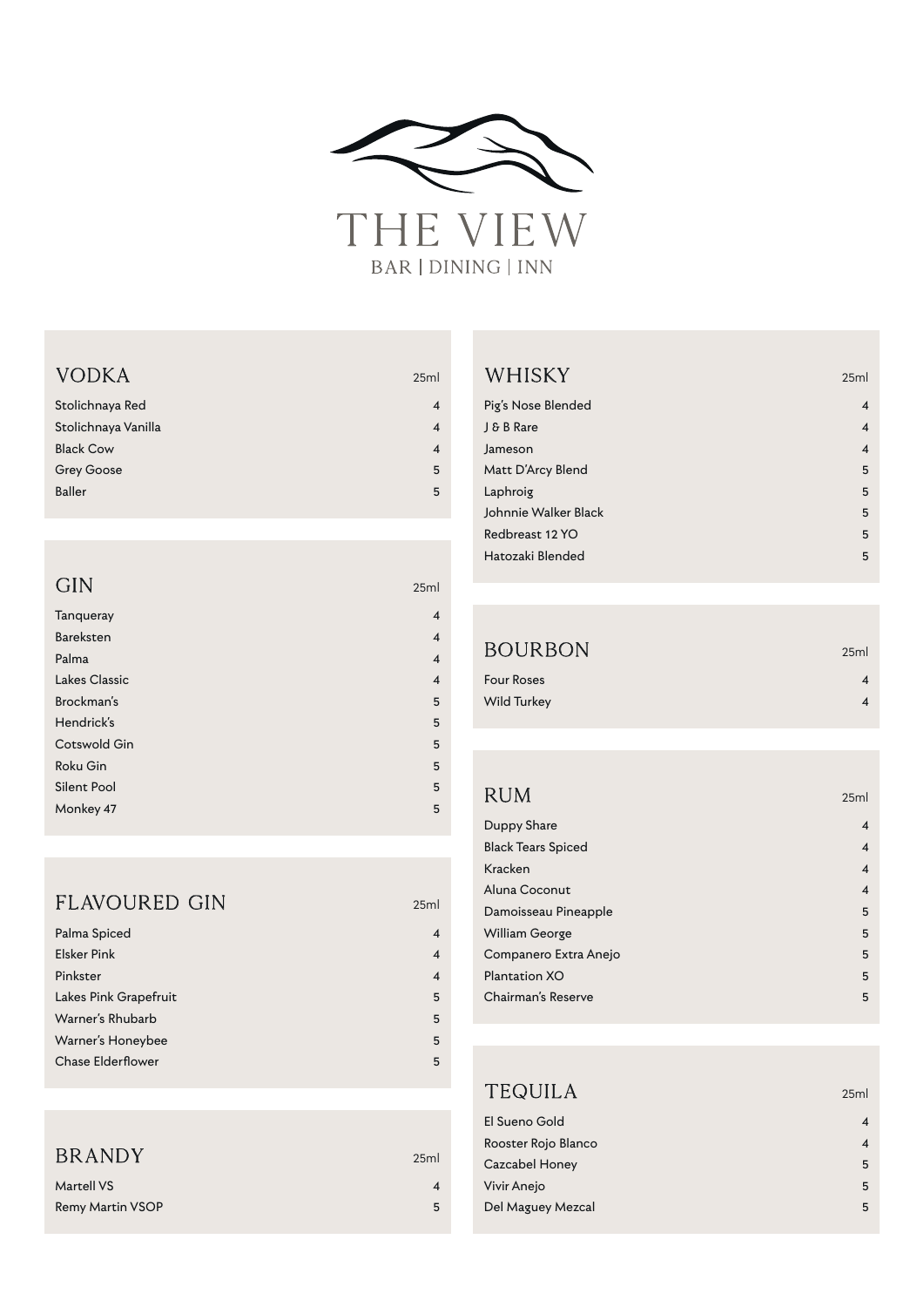# THE VIEW

BAR | DINING | INN

## VODKA

| VODKA | 25ml |
|---|---|
| Stolichnaya Red | 4 |
| Stolichnaya Vanilla | 4 |
| Black Cow | 4 |
| Grey Goose | 5 |
| Baller | 5 |

## GIN

| GIN | 25ml |
|---|---|
| Tanqueray | 4 |
| Bareksten | 4 |
| Palma | 4 |
| Lakes Classic | 4 |
| Brockman's | 5 |
| Hendrick's | 5 |
| Cotswold Gin | 5 |
| Roku Gin | 5 |
| Silent Pool | 5 |
| Monkey 47 | 5 |

## FLAVOURED GIN

| FLAVOURED GIN | 25ml |
|---|---|
| Palma Spiced | 4 |
| Elsker Pink | 4 |
| Pinkster | 4 |
| Lakes Pink Grapefruit | 5 |
| Warner's Rhubarb | 5 |
| Warner's Honeybee | 5 |
| Chase Elderflower | 5 |

## BRANDY

| BRANDY | 25ml |
|---|---|
| Martell VS | 4 |
| Remy Martin VSOP | 5 |

## WHISKY

| WHISKY | 25ml |
|---|---|
| Pig's Nose Blended | 4 |
| J & B Rare | 4 |
| Jameson | 4 |
| Matt D'Arcy Blend | 5 |
| Laphroig | 5 |
| Johnnie Walker Black | 5 |
| Redbreast 12 YO | 5 |
| Hatozaki Blended | 5 |

## BOURBON

| BOURBON | 25ml |
|---|---|
| Four Roses | 4 |
| Wild Turkey | 4 |

## RUM

| RUM | 25ml |
|---|---|
| Duppy Share | 4 |
| Black Tears Spiced | 4 |
| Kracken | 4 |
| Aluna Coconut | 4 |
| Damoisseau Pineapple | 5 |
| William George | 5 |
| Companero Extra Anejo | 5 |
| Plantation XO | 5 |
| Chairman's Reserve | 5 |

## TEQUILA

| TEQUILA | 25ml |
|---|---|
| El Sueno Gold | 4 |
| Rooster Rojo Blanco | 4 |
| Cazcabel Honey | 5 |
| Vivir Anejo | 5 |
| Del Maguey Mezcal | 5 |